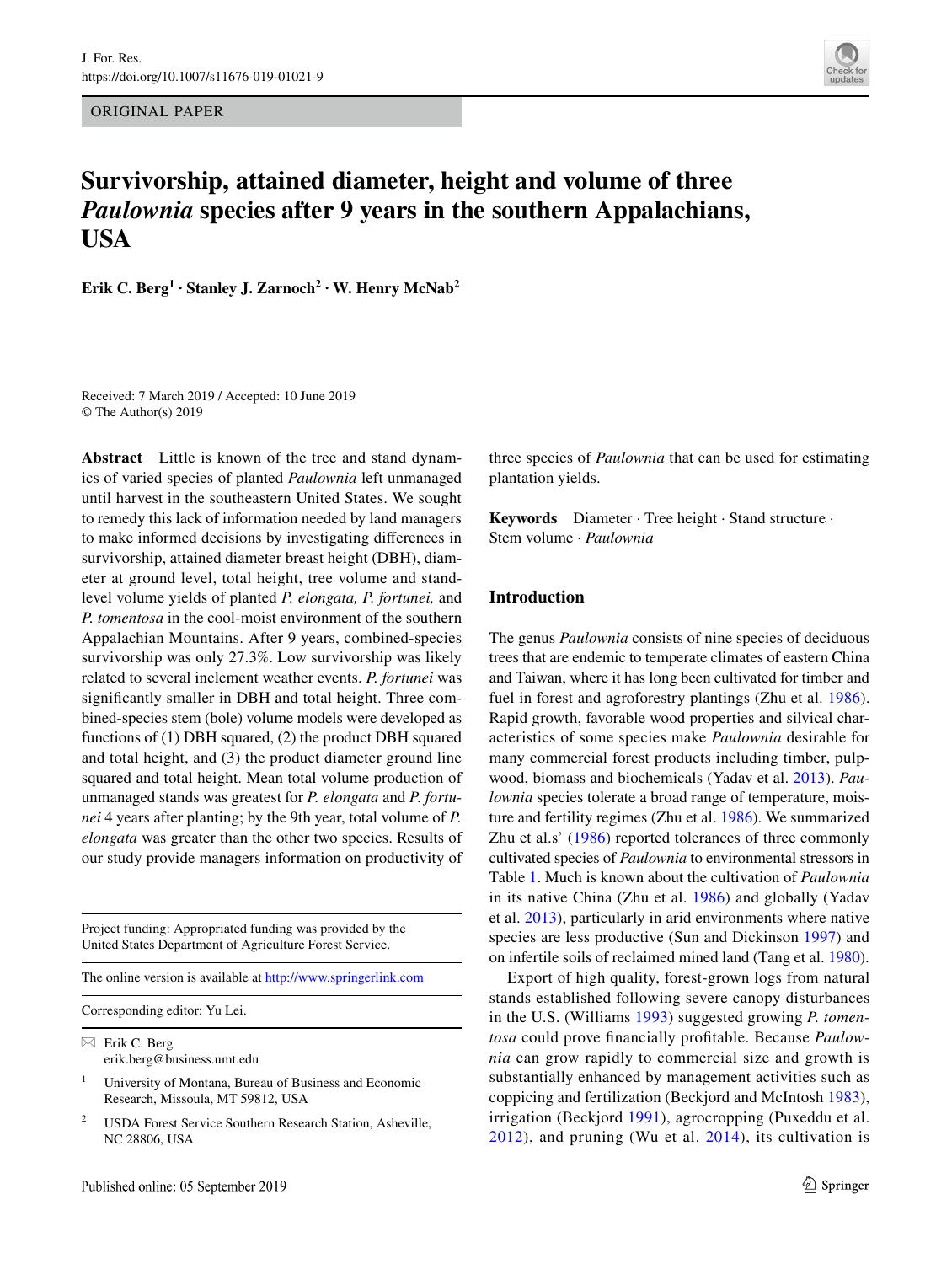ORIGINAL PAPER

# Survivorship, attained diameter, height and volume of three *Paulownia* species after 9 years in the southern Appalachians, USA

**Erik C. Berg[1] · Stanley J. Zarnoch[2] · W. Henry McNab[2]**

Received: 7 March 2019 / Accepted: 10 June 2019
© The Author(s) 2019

**Abstract** Little is known of the tree and stand dynamics of varied species of planted *Paulownia* left unmanaged until harvest in the southeastern United States. We sought to remedy this lack of information needed by land managers to make informed decisions by investigating differences in survivorship, attained diameter breast height (DBH), diameter at ground level, total height, tree volume and stand-level volume yields of planted *P. elongata, P. fortunei,* and *P. tomentosa* in the cool-moist environment of the southern Appalachian Mountains. After 9 years, combined-species survivorship was only 27.3%. Low survivorship was likely related to several inclement weather events. *P. fortunei* was significantly smaller in DBH and total height. Three combined-species stem (bole) volume models were developed as functions of (1) DBH squared, (2) the product DBH squared and total height, and (3) the product diameter ground line squared and total height. Mean total volume production of unmanaged stands was greatest for *P. elongata* and *P. fortunei* 4 years after planting; by the 9th year, total volume of *P. elongata* was greater than the other two species. Results of our study provide managers information on productivity of three species of *Paulownia* that can be used for estimating plantation yields.

**Keywords** Diameter · Tree height · Stand structure · Stem volume · *Paulownia*

Project funding: Appropriated funding was provided by the United States Department of Agriculture Forest Service.

The online version is available at http://www.springerlink.com

Corresponding editor: Yu Lei.

✉ Erik C. Berg
erik.berg@business.umt.edu

[1] University of Montana, Bureau of Business and Economic Research, Missoula, MT 59812, USA

[2] USDA Forest Service Southern Research Station, Asheville, NC 28806, USA

## Introduction

The genus *Paulownia* consists of nine species of deciduous trees that are endemic to temperate climates of eastern China and Taiwan, where it has long been cultivated for timber and fuel in forest and agroforestry plantings (Zhu et al. 1986). Rapid growth, favorable wood properties and silvical characteristics of some species make *Paulownia* desirable for many commercial forest products including timber, pulpwood, biomass and biochemicals (Yadav et al. 2013). *Paulownia* species tolerate a broad range of temperature, moisture and fertility regimes (Zhu et al. 1986). We summarized Zhu et al.s' (1986) reported tolerances of three commonly cultivated species of *Paulownia* to environmental stressors in Table 1. Much is known about the cultivation of *Paulownia* in its native China (Zhu et al. 1986) and globally (Yadav et al. 2013), particularly in arid environments where native species are less productive (Sun and Dickinson 1997) and on infertile soils of reclaimed mined land (Tang et al. 1980).

Export of high quality, forest-grown logs from natural stands established following severe canopy disturbances in the U.S. (Williams 1993) suggested growing *P. tomentosa* could prove financially profitable. Because *Paulownia* can grow rapidly to commercial size and growth is substantially enhanced by management activities such as coppicing and fertilization (Beckjord and McIntosh 1983), irrigation (Beckjord 1991), agrocropping (Puxeddu et al. 2012), and pruning (Wu et al. 2014), its cultivation is

Published online: 05 September 2019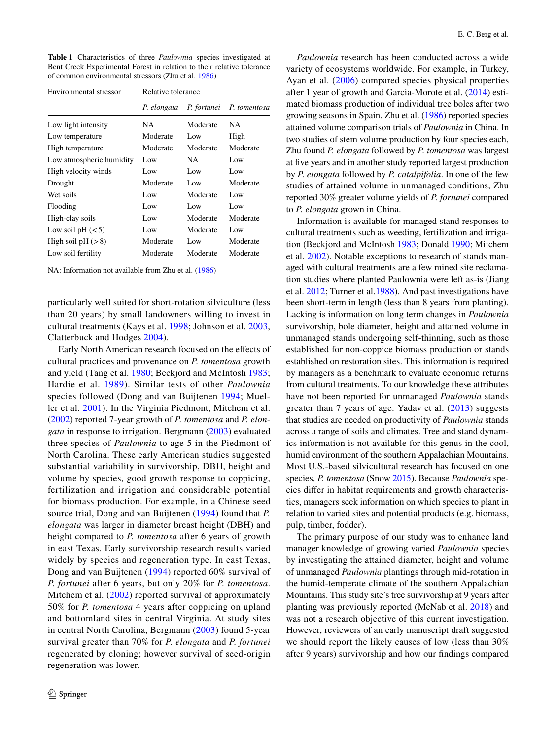**Table 1** Characteristics of three *Paulownia* species investigated at Bent Creek Experimental Forest in relation to their relative tolerance of common environmental stressors (Zhu et al. 1986)

| Environmental stressor | Relative tolerance | | |
|---|---|---|---|
| | *P. elongata* | *P. fortunei* | *P. tomentosa* |
| Low light intensity | NA | Moderate | NA |
| Low temperature | Moderate | Low | High |
| High temperature | Moderate | Moderate | Moderate |
| Low atmospheric humidity | Low | NA | Low |
| High velocity winds | Low | Low | Low |
| Drought | Moderate | Low | Moderate |
| Wet soils | Low | Moderate | Low |
| Flooding | Low | Low | Low |
| High-clay soils | Low | Moderate | Moderate |
| Low soil pH (<5) | Low | Moderate | Low |
| High soil pH (>8) | Moderate | Low | Moderate |
| Low soil fertility | Moderate | Moderate | Moderate |

NA: Information not available from Zhu et al. (1986)

particularly well suited for short-rotation silviculture (less than 20 years) by small landowners willing to invest in cultural treatments (Kays et al. 1998; Johnson et al. 2003, Clatterbuck and Hodges 2004).

Early North American research focused on the effects of cultural practices and provenance on *P. tomentosa* growth and yield (Tang et al. 1980; Beckjord and McIntosh 1983; Hardie et al. 1989). Similar tests of other *Paulownia* species followed (Dong and van Buijtenen 1994; Mueller et al. 2001). In the Virginia Piedmont, Mitchem et al. (2002) reported 7-year growth of *P. tomentosa* and *P. elongata* in response to irrigation. Bergmann (2003) evaluated three species of *Paulownia* to age 5 in the Piedmont of North Carolina. These early American studies suggested substantial variability in survivorship, DBH, height and volume by species, good growth response to coppicing, fertilization and irrigation and considerable potential for biomass production. For example, in a Chinese seed source trial, Dong and van Buijtenen (1994) found that *P. elongata* was larger in diameter breast height (DBH) and height compared to *P. tomentosa* after 6 years of growth in east Texas. Early survivorship research results varied widely by species and regeneration type. In east Texas, Dong and van Buijtenen (1994) reported 60% survival of *P. fortunei* after 6 years, but only 20% for *P. tomentosa*. Mitchem et al. (2002) reported survival of approximately 50% for *P. tomentosa* 4 years after coppicing on upland and bottomland sites in central Virginia. At study sites in central North Carolina, Bergmann (2003) found 5-year survival greater than 70% for *P. elongata* and *P. fortunei* regenerated by cloning; however survival of seed-origin regeneration was lower.

*Paulownia* research has been conducted across a wide variety of ecosystems worldwide. For example, in Turkey, Ayan et al. (2006) compared species physical properties after 1 year of growth and Garcia-Morote et al. (2014) estimated biomass production of individual tree boles after two growing seasons in Spain. Zhu et al. (1986) reported species attained volume comparison trials of *Paulownia* in China. In two studies of stem volume production by four species each, Zhu found *P. elongata* followed by *P. tomentosa* was largest at five years and in another study reported largest production by *P. elongata* followed by *P. catalpifolia*. In one of the few studies of attained volume in unmanaged conditions, Zhu reported 30% greater volume yields of *P. fortunei* compared to *P. elongata* grown in China.

Information is available for managed stand responses to cultural treatments such as weeding, fertilization and irrigation (Beckjord and McIntosh 1983; Donald 1990; Mitchem et al. 2002). Notable exceptions to research of stands managed with cultural treatments are a few mined site reclamation studies where planted Paulownia were left as-is (Jiang et al. 2012; Turner et al.1988). And past investigations have been short-term in length (less than 8 years from planting). Lacking is information on long term changes in *Paulownia* survivorship, bole diameter, height and attained volume in unmanaged stands undergoing self-thinning, such as those established for non-coppice biomass production or stands established on restoration sites. This information is required by managers as a benchmark to evaluate economic returns from cultural treatments. To our knowledge these attributes have not been reported for unmanaged *Paulownia* stands greater than 7 years of age. Yadav et al. (2013) suggests that studies are needed on productivity of *Paulownia* stands across a range of soils and climates. Tree and stand dynamics information is not available for this genus in the cool, humid environment of the southern Appalachian Mountains. Most U.S.-based silvicultural research has focused on one species, *P. tomentosa* (Snow 2015). Because *Paulownia* species differ in habitat requirements and growth characteristics, managers seek information on which species to plant in relation to varied sites and potential products (e.g. biomass, pulp, timber, fodder).

The primary purpose of our study was to enhance land manager knowledge of growing varied *Paulownia* species by investigating the attained diameter, height and volume of unmanaged *Paulownia* plantings through mid-rotation in the humid-temperate climate of the southern Appalachian Mountains. This study site's tree survivorship at 9 years after planting was previously reported (McNab et al. 2018) and was not a research objective of this current investigation. However, reviewers of an early manuscript draft suggested we should report the likely causes of low (less than 30% after 9 years) survivorship and how our findings compared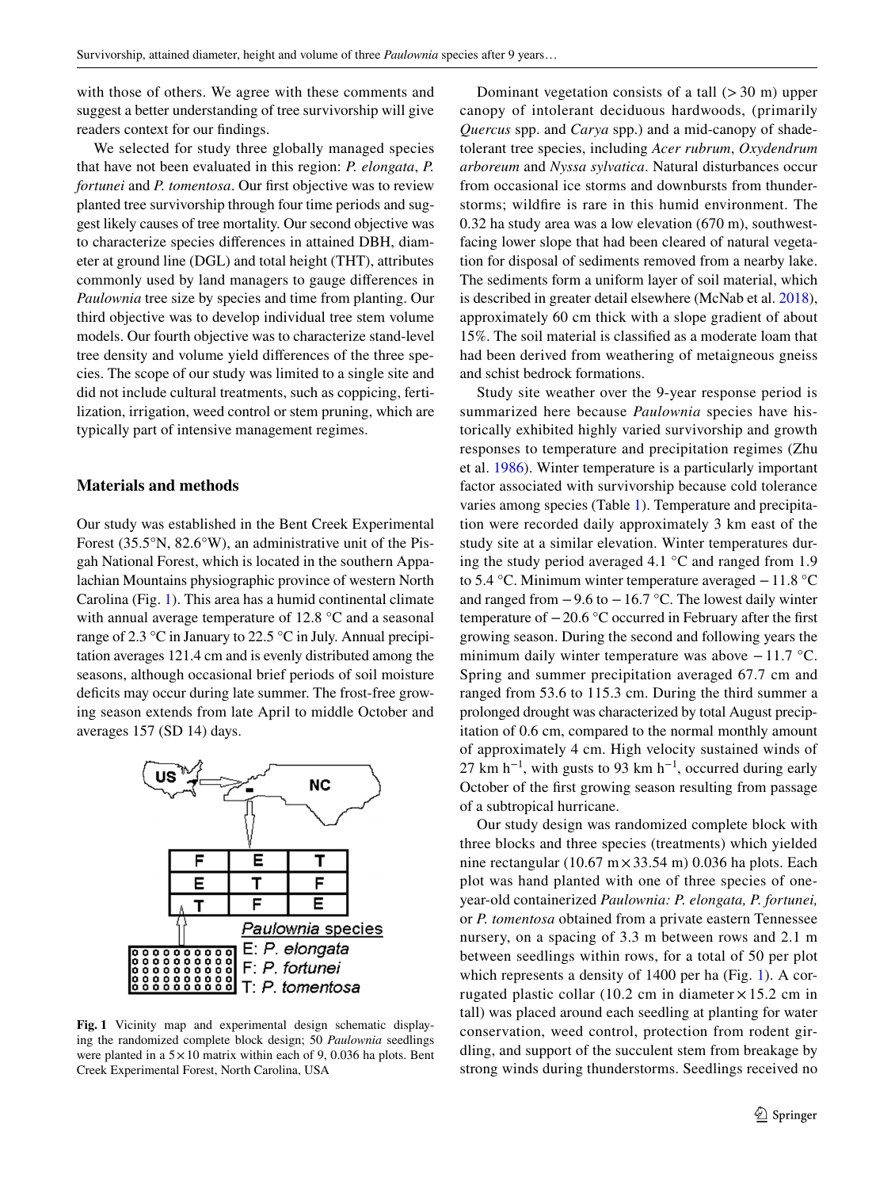with those of others. We agree with these comments and suggest a better understanding of tree survivorship will give readers context for our findings.

We selected for study three globally managed species that have not been evaluated in this region: *P. elongata*, *P. fortunei* and *P. tomentosa*. Our first objective was to review planted tree survivorship through four time periods and suggest likely causes of tree mortality. Our second objective was to characterize species differences in attained DBH, diameter at ground line (DGL) and total height (THT), attributes commonly used by land managers to gauge differences in *Paulownia* tree size by species and time from planting. Our third objective was to develop individual tree stem volume models. Our fourth objective was to characterize stand-level tree density and volume yield differences of the three species. The scope of our study was limited to a single site and did not include cultural treatments, such as coppicing, fertilization, irrigation, weed control or stem pruning, which are typically part of intensive management regimes.

## Materials and methods

Our study was established in the Bent Creek Experimental Forest (35.5°N, 82.6°W), an administrative unit of the Pisgah National Forest, which is located in the southern Appalachian Mountains physiographic province of western North Carolina (Fig. 1). This area has a humid continental climate with annual average temperature of 12.8 °C and a seasonal range of 2.3 °C in January to 22.5 °C in July. Annual precipitation averages 121.4 cm and is evenly distributed among the seasons, although occasional brief periods of soil moisture deficits may occur during late summer. The frost-free growing season extends from late April to middle October and averages 157 (SD 14) days.

Fig. 1 Vicinity map and experimental design schematic displaying the randomized complete block design; 50 *Paulownia* seedlings were planted in a 5 × 10 matrix within each of 9, 0.036 ha plots. Bent Creek Experimental Forest, North Carolina, USA

Dominant vegetation consists of a tall (> 30 m) upper canopy of intolerant deciduous hardwoods, (primarily *Quercus* spp. and *Carya* spp.) and a mid-canopy of shade-tolerant tree species, including *Acer rubrum*, *Oxydendrum arboreum* and *Nyssa sylvatica*. Natural disturbances occur from occasional ice storms and downbursts from thunderstorms; wildfire is rare in this humid environment. The 0.32 ha study area was a low elevation (670 m), southwest-facing lower slope that had been cleared of natural vegetation for disposal of sediments removed from a nearby lake. The sediments form a uniform layer of soil material, which is described in greater detail elsewhere (McNab et al. 2018), approximately 60 cm thick with a slope gradient of about 15%. The soil material is classified as a moderate loam that had been derived from weathering of metaigneous gneiss and schist bedrock formations.

Study site weather over the 9-year response period is summarized here because *Paulownia* species have historically exhibited highly varied survivorship and growth responses to temperature and precipitation regimes (Zhu et al. 1986). Winter temperature is a particularly important factor associated with survivorship because cold tolerance varies among species (Table 1). Temperature and precipitation were recorded daily approximately 3 km east of the study site at a similar elevation. Winter temperatures during the study period averaged 4.1 °C and ranged from 1.9 to 5.4 °C. Minimum winter temperature averaged − 11.8 °C and ranged from − 9.6 to − 16.7 °C. The lowest daily winter temperature of − 20.6 °C occurred in February after the first growing season. During the second and following years the minimum daily winter temperature was above − 11.7 °C. Spring and summer precipitation averaged 67.7 cm and ranged from 53.6 to 115.3 cm. During the third summer a prolonged drought was characterized by total August precipitation of 0.6 cm, compared to the normal monthly amount of approximately 4 cm. High velocity sustained winds of 27 km $h^{-1}$, with gusts to 93 km $h^{-1}$, occurred during early October of the first growing season resulting from passage of a subtropical hurricane.

Our study design was randomized complete block with three blocks and three species (treatments) which yielded nine rectangular (10.67 m × 33.54 m) 0.036 ha plots. Each plot was hand planted with one of three species of one-year-old containerized *Paulownia: P. elongata, P. fortunei,* or *P. tomentosa* obtained from a private eastern Tennessee nursery, on a spacing of 3.3 m between rows and 2.1 m between seedlings within rows, for a total of 50 per plot which represents a density of 1400 per ha (Fig. 1). A corrugated plastic collar (10.2 cm in diameter × 15.2 cm in tall) was placed around each seedling at planting for water conservation, weed control, protection from rodent girdling, and support of the succulent stem from breakage by strong winds during thunderstorms. Seedlings received no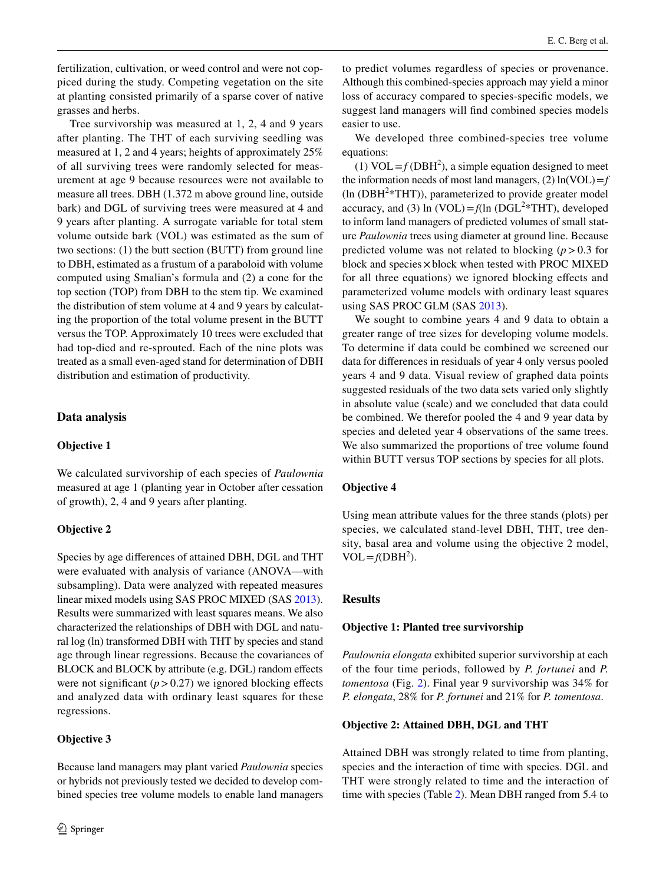fertilization, cultivation, or weed control and were not coppiced during the study. Competing vegetation on the site at planting consisted primarily of a sparse cover of native grasses and herbs.

Tree survivorship was measured at 1, 2, 4 and 9 years after planting. The THT of each surviving seedling was measured at 1, 2 and 4 years; heights of approximately 25% of all surviving trees were randomly selected for measurement at age 9 because resources were not available to measure all trees. DBH (1.372 m above ground line, outside bark) and DGL of surviving trees were measured at 4 and 9 years after planting. A surrogate variable for total stem volume outside bark (VOL) was estimated as the sum of two sections: (1) the butt section (BUTT) from ground line to DBH, estimated as a frustum of a paraboloid with volume computed using Smalian's formula and (2) a cone for the top section (TOP) from DBH to the stem tip. We examined the distribution of stem volume at 4 and 9 years by calculating the proportion of the total volume present in the BUTT versus the TOP. Approximately 10 trees were excluded that had top-died and re-sprouted. Each of the nine plots was treated as a small even-aged stand for determination of DBH distribution and estimation of productivity.

## Data analysis

### Objective 1

We calculated survivorship of each species of *Paulownia* measured at age 1 (planting year in October after cessation of growth), 2, 4 and 9 years after planting.

### Objective 2

Species by age differences of attained DBH, DGL and THT were evaluated with analysis of variance (ANOVA—with subsampling). Data were analyzed with repeated measures linear mixed models using SAS PROC MIXED (SAS 2013). Results were summarized with least squares means. We also characterized the relationships of DBH with DGL and natural log (ln) transformed DBH with THT by species and stand age through linear regressions. Because the covariances of BLOCK and BLOCK by attribute (e.g. DGL) random effects were not significant ($p > 0.27$) we ignored blocking effects and analyzed data with ordinary least squares for these regressions.

### Objective 3

Because land managers may plant varied *Paulownia* species or hybrids not previously tested we decided to develop combined species tree volume models to enable land managers to predict volumes regardless of species or provenance. Although this combined-species approach may yield a minor loss of accuracy compared to species-specific models, we suggest land managers will find combined species models easier to use.

We developed three combined-species tree volume equations:

(1) $\text{VOL} = f(\text{DBH}^2)$, a simple equation designed to meet the information needs of most land managers, (2) $\ln(\text{VOL}) = f(\ln(\text{DBH}^2 * \text{THT}))$, parameterized to provide greater model accuracy, and (3) $\ln(\text{VOL}) = f(\ln(\text{DGL}^2 * \text{THT})$, developed to inform land managers of predicted volumes of small stature *Paulownia* trees using diameter at ground line. Because predicted volume was not related to blocking ($p > 0.3$ for block and species × block when tested with PROC MIXED for all three equations) we ignored blocking effects and parameterized volume models with ordinary least squares using SAS PROC GLM (SAS 2013).

We sought to combine years 4 and 9 data to obtain a greater range of tree sizes for developing volume models. To determine if data could be combined we screened our data for differences in residuals of year 4 only versus pooled years 4 and 9 data. Visual review of graphed data points suggested residuals of the two data sets varied only slightly in absolute value (scale) and we concluded that data could be combined. We therefor pooled the 4 and 9 year data by species and deleted year 4 observations of the same trees. We also summarized the proportions of tree volume found within BUTT versus TOP sections by species for all plots.

### Objective 4

Using mean attribute values for the three stands (plots) per species, we calculated stand-level DBH, THT, tree density, basal area and volume using the objective 2 model, $\text{VOL} = f(\text{DBH}^2)$.

## Results

### Objective 1: Planted tree survivorship

*Paulownia elongata* exhibited superior survivorship at each of the four time periods, followed by *P. fortunei* and *P. tomentosa* (Fig. 2). Final year 9 survivorship was 34% for *P. elongata*, 28% for *P. fortunei* and 21% for *P. tomentosa*.

### Objective 2: Attained DBH, DGL and THT

Attained DBH was strongly related to time from planting, species and the interaction of time with species. DGL and THT were strongly related to time and the interaction of time with species (Table 2). Mean DBH ranged from 5.4 to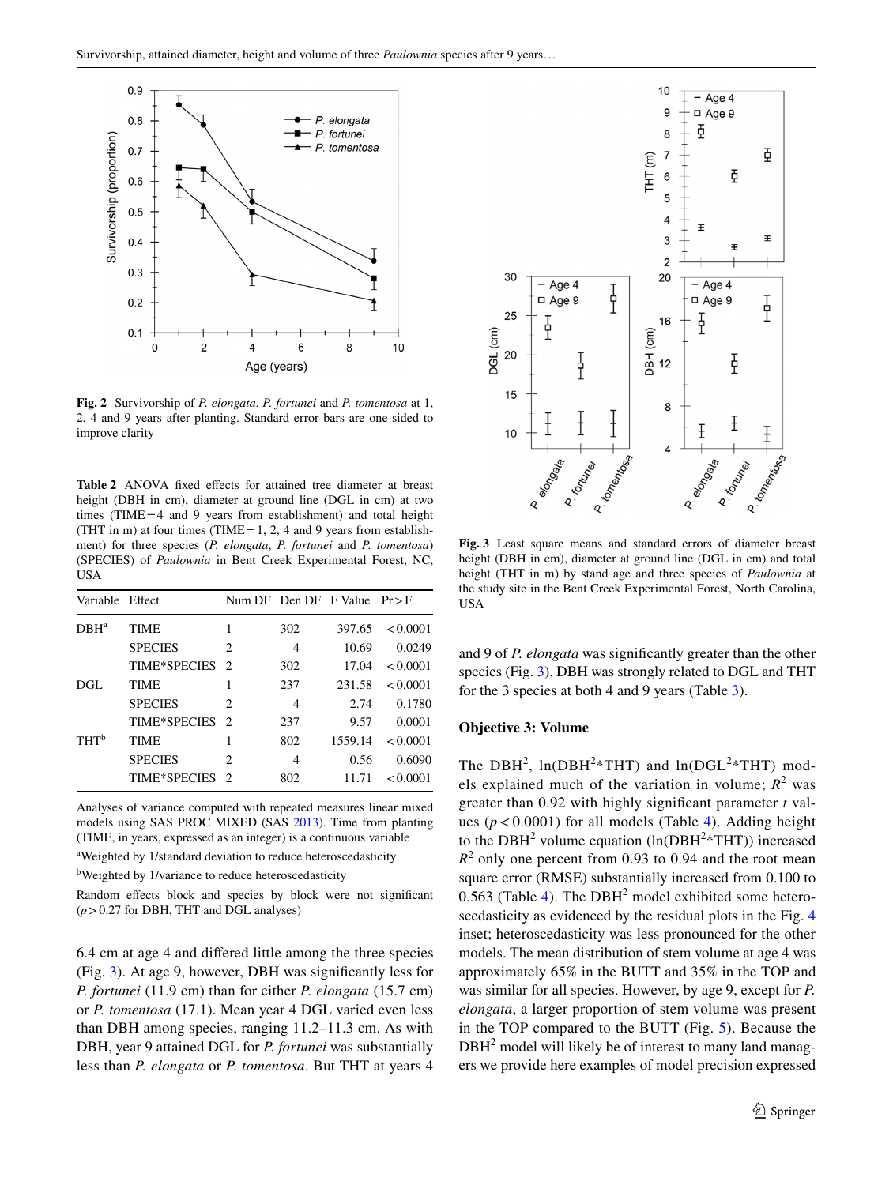**Fig. 2** Survivorship of *P. elongata*, *P. fortunei* and *P. tomentosa* at 1, 2, 4 and 9 years after planting. Standard error bars are one-sided to improve clarity

**Table 2** ANOVA fixed effects for attained tree diameter at breast height (DBH in cm), diameter at ground line (DGL in cm) at two times (TIME = 4 and 9 years from establishment) and total height (THT in m) at four times (TIME = 1, 2, 4 and 9 years from establishment) for three species (*P. elongata*, *P. fortunei* and *P. tomentosa*) (SPECIES) of *Paulownia* in Bent Creek Experimental Forest, NC, USA

| Variable | Effect | Num DF | Den DF | F Value | Pr > F |
|---|---|---|---|---|---|
| DBH[a] | TIME | 1 | 302 | 397.65 | < 0.0001 |
| | SPECIES | 2 | 4 | 10.69 | 0.0249 |
| | TIME*SPECIES | 2 | 302 | 17.04 | < 0.0001 |
| DGL | TIME | 1 | 237 | 231.58 | < 0.0001 |
| | SPECIES | 2 | 4 | 2.74 | 0.1780 |
| | TIME*SPECIES | 2 | 237 | 9.57 | 0.0001 |
| THT[b] | TIME | 1 | 802 | 1559.14 | < 0.0001 |
| | SPECIES | 2 | 4 | 0.56 | 0.6090 |
| | TIME*SPECIES | 2 | 802 | 11.71 | < 0.0001 |

Analyses of variance computed with repeated measures linear mixed models using SAS PROC MIXED (SAS 2013). Time from planting (TIME, in years, expressed as an integer) is a continuous variable

[a]Weighted by 1/standard deviation to reduce heteroscedasticity

[b]Weighted by 1/variance to reduce heteroscedasticity

Random effects block and species by block were not significant ($p > 0.27$ for DBH, THT and DGL analyses)

6.4 cm at age 4 and differed little among the three species (Fig. 3). At age 9, however, DBH was significantly less for *P. fortunei* (11.9 cm) than for either *P. elongata* (15.7 cm) or *P. tomentosa* (17.1). Mean year 4 DGL varied even less than DBH among species, ranging 11.2–11.3 cm. As with DBH, year 9 attained DGL for *P. fortunei* was substantially less than *P. elongata* or *P. tomentosa*. But THT at years 4 and 9 of *P. elongata* was significantly greater than the other species (Fig. 3). DBH was strongly related to DGL and THT for the 3 species at both 4 and 9 years (Table 3).

**Fig. 3** Least square means and standard errors of diameter breast height (DBH in cm), diameter at ground line (DGL in cm) and total height (THT in m) by stand age and three species of *Paulownia* at the study site in the Bent Creek Experimental Forest, North Carolina, USA

### Objective 3: Volume

The DBH$^2$, ln(DBH$^2$*THT) and ln(DGL$^2$*THT) models explained much of the variation in volume; $R^2$ was greater than 0.92 with highly significant parameter $t$ values ($p < 0.0001$) for all models (Table 4). Adding height to the DBH$^2$ volume equation (ln(DBH$^2$*THT)) increased $R^2$ only one percent from 0.93 to 0.94 and the root mean square error (RMSE) substantially increased from 0.100 to 0.563 (Table 4). The DBH$^2$ model exhibited some heteroscedasticity as evidenced by the residual plots in the Fig. 4 inset; heteroscedasticity was less pronounced for the other models. The mean distribution of stem volume at age 4 was approximately 65% in the BUTT and 35% in the TOP and was similar for all species. However, by age 9, except for *P. elongata*, a larger proportion of stem volume was present in the TOP compared to the BUTT (Fig. 5). Because the DBH$^2$ model will likely be of interest to many land managers we provide here examples of model precision expressed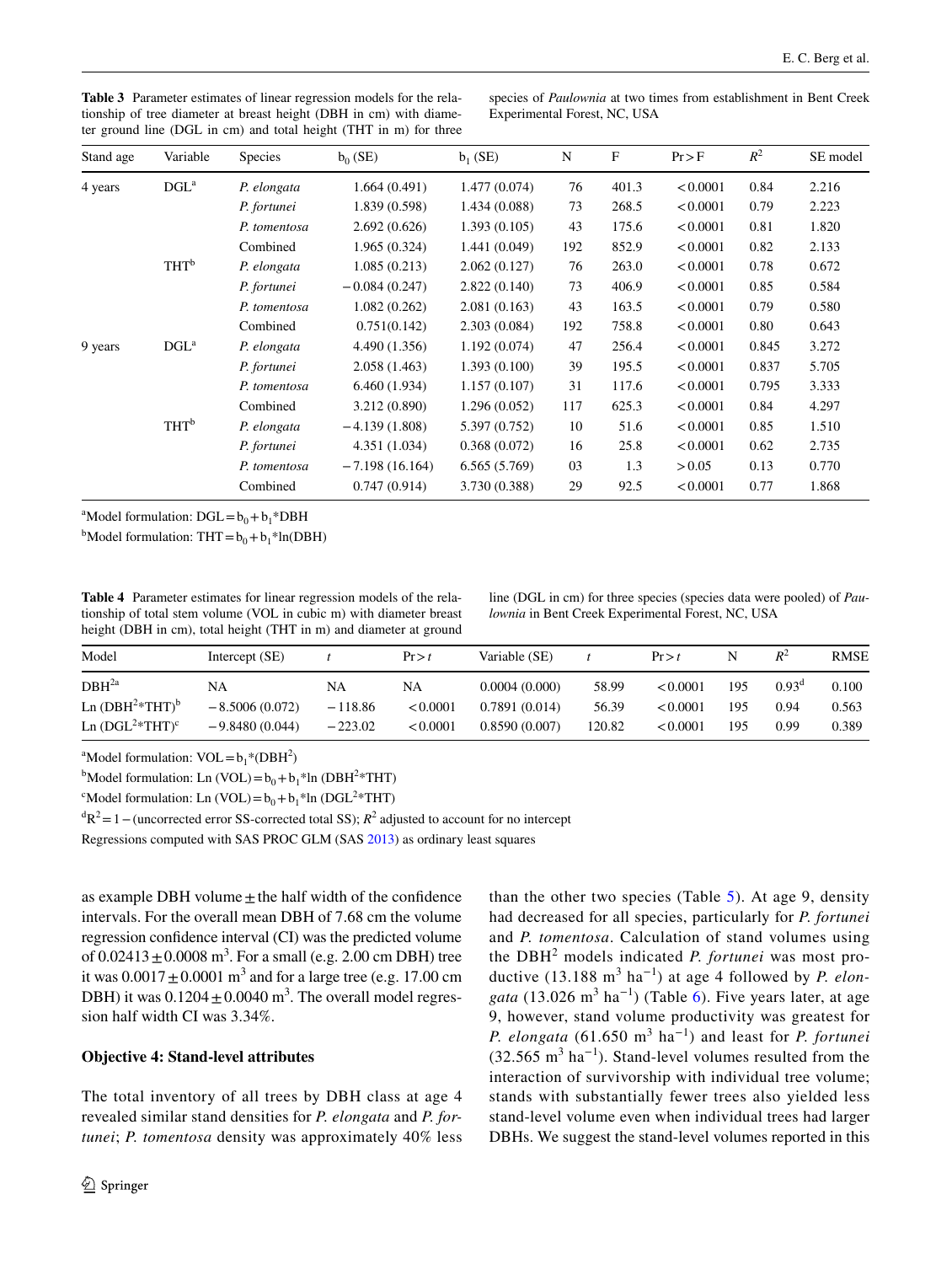**Table 3** Parameter estimates of linear regression models for the relationship of tree diameter at breast height (DBH in cm) with diameter ground line (DGL in cm) and total height (THT in m) for three species of *Paulownia* at two times from establishment in Bent Creek Experimental Forest, NC, USA

| Stand age | Variable | Species | $b_0$ (SE) | $b_1$ (SE) | N | F | Pr > F | $R^2$ | SE model |
|---|---|---|---|---|---|---|---|---|---|
| 4 years | DGL[a] | *P. elongata* | 1.664 (0.491) | 1.477 (0.074) | 76 | 401.3 | < 0.0001 | 0.84 | 2.216 |
| | | *P. fortunei* | 1.839 (0.598) | 1.434 (0.088) | 73 | 268.5 | < 0.0001 | 0.79 | 2.223 |
| | | *P. tomentosa* | 2.692 (0.626) | 1.393 (0.105) | 43 | 175.6 | < 0.0001 | 0.81 | 1.820 |
| | | Combined | 1.965 (0.324) | 1.441 (0.049) | 192 | 852.9 | < 0.0001 | 0.82 | 2.133 |
| | THT[b] | *P. elongata* | 1.085 (0.213) | 2.062 (0.127) | 76 | 263.0 | < 0.0001 | 0.78 | 0.672 |
| | | *P. fortunei* | − 0.084 (0.247) | 2.822 (0.140) | 73 | 406.9 | < 0.0001 | 0.85 | 0.584 |
| | | *P. tomentosa* | 1.082 (0.262) | 2.081 (0.163) | 43 | 163.5 | < 0.0001 | 0.79 | 0.580 |
| | | Combined | 0.751(0.142) | 2.303 (0.084) | 192 | 758.8 | < 0.0001 | 0.80 | 0.643 |
| 9 years | DGL[a] | *P. elongata* | 4.490 (1.356) | 1.192 (0.074) | 47 | 256.4 | < 0.0001 | 0.845 | 3.272 |
| | | *P. fortunei* | 2.058 (1.463) | 1.393 (0.100) | 39 | 195.5 | < 0.0001 | 0.837 | 5.705 |
| | | *P. tomentosa* | 6.460 (1.934) | 1.157 (0.107) | 31 | 117.6 | < 0.0001 | 0.795 | 3.333 |
| | | Combined | 3.212 (0.890) | 1.296 (0.052) | 117 | 625.3 | < 0.0001 | 0.84 | 4.297 |
| | THT[b] | *P. elongata* | − 4.139 (1.808) | 5.397 (0.752) | 10 | 51.6 | < 0.0001 | 0.85 | 1.510 |
| | | *P. fortunei* | 4.351 (1.034) | 0.368 (0.072) | 16 | 25.8 | < 0.0001 | 0.62 | 2.735 |
| | | *P. tomentosa* | − 7.198 (16.164) | 6.565 (5.769) | 03 | 1.3 | > 0.05 | 0.13 | 0.770 |
| | | Combined | 0.747 (0.914) | 3.730 (0.388) | 29 | 92.5 | < 0.0001 | 0.77 | 1.868 |

[a]Model formulation: $DGL = b_0 + b_1*DBH$

[b]Model formulation: $THT = b_0 + b_1*\ln(DBH)$

**Table 4** Parameter estimates for linear regression models of the relationship of total stem volume (VOL in cubic m) with diameter breast height (DBH in cm), total height (THT in m) and diameter at ground line (DGL in cm) for three species (species data were pooled) of *Paulownia* in Bent Creek Experimental Forest, NC, USA

| Model | Intercept (SE) | *t* | Pr > *t* | Variable (SE) | *t* | Pr > *t* | N | $R^2$ | RMSE |
|---|---|---|---|---|---|---|---|---|---|
| $DBH^2$ [a] | NA | NA | NA | 0.0004 (0.000) | 58.99 | < 0.0001 | 195 | 0.93[d] | 0.100 |
| Ln ($DBH^2$*THT)[b] | − 8.5006 (0.072) | − 118.86 | < 0.0001 | 0.7891 (0.014) | 56.39 | < 0.0001 | 195 | 0.94 | 0.563 |
| Ln ($DGL^2$*THT)[c] | − 9.8480 (0.044) | − 223.02 | < 0.0001 | 0.8590 (0.007) | 120.82 | < 0.0001 | 195 | 0.99 | 0.389 |

[a]Model formulation: $VOL = b_1*(DBH^2)$

[b]Model formulation: $\ln(VOL) = b_0 + b_1*\ln(DBH^2*THT)$

[c]Model formulation: $\ln(VOL) = b_0 + b_1*\ln(DGL^2*THT)$

[d]$R^2 = 1 -$ (uncorrected error SS-corrected total SS); $R^2$ adjusted to account for no intercept

Regressions computed with SAS PROC GLM (SAS 2013) as ordinary least squares

as example DBH volume ± the half width of the confidence intervals. For the overall mean DBH of 7.68 cm the volume regression confidence interval (CI) was the predicted volume of $0.02413 \pm 0.0008$ m$^3$. For a small (e.g. 2.00 cm DBH) tree it was $0.0017 \pm 0.0001$ m$^3$ and for a large tree (e.g. 17.00 cm DBH) it was $0.1204 \pm 0.0040$ m$^3$. The overall model regression half width CI was 3.34%.

**Objective 4: Stand-level attributes**

The total inventory of all trees by DBH class at age 4 revealed similar stand densities for *P. elongata* and *P. fortunei*; *P. tomentosa* density was approximately 40% less than the other two species (Table 5). At age 9, density had decreased for all species, particularly for *P. fortunei* and *P. tomentosa*. Calculation of stand volumes using the $DBH^2$ models indicated *P. fortunei* was most productive (13.188 m$^3$ ha$^{-1}$) at age 4 followed by *P. elongata* (13.026 m$^3$ ha$^{-1}$) (Table 6). Five years later, at age 9, however, stand volume productivity was greatest for *P. elongata* (61.650 m$^3$ ha$^{-1}$) and least for *P. fortunei* (32.565 m$^3$ ha$^{-1}$). Stand-level volumes resulted from the interaction of survivorship with individual tree volume; stands with substantially fewer trees also yielded less stand-level volume even when individual trees had larger DBHs. We suggest the stand-level volumes reported in this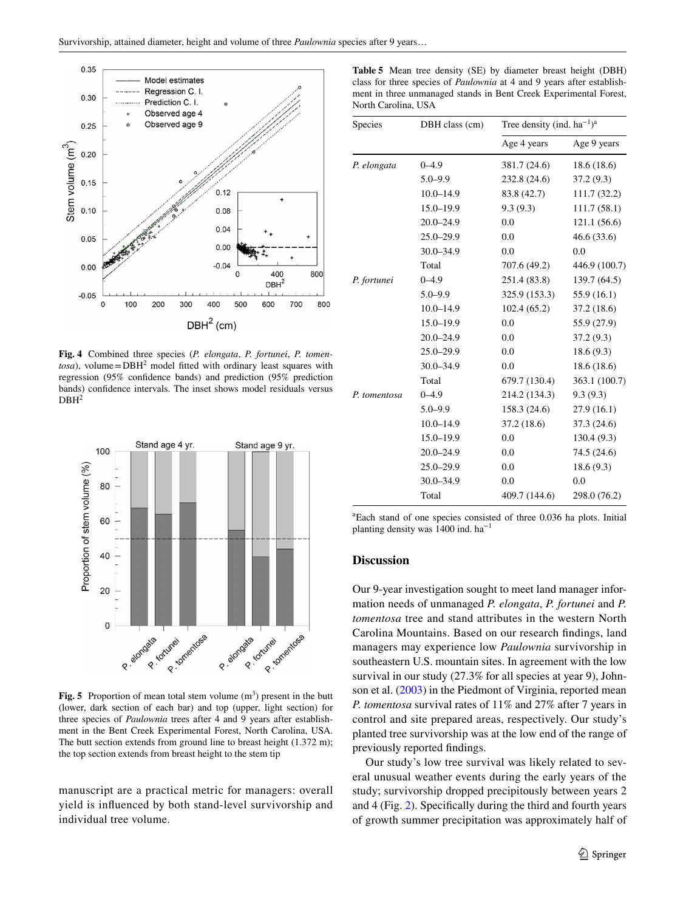**Fig. 4** Combined three species (*P. elongata*, *P. fortunei*, *P. tomentosa*), volume = $DBH^2$ model fitted with ordinary least squares with regression (95% confidence bands) and prediction (95% prediction bands) confidence intervals. The inset shows model residuals versus $DBH^2$

**Fig. 5** Proportion of mean total stem volume ($m^3$) present in the butt (lower, dark section of each bar) and top (upper, light section) for three species of *Paulownia* trees after 4 and 9 years after establishment in the Bent Creek Experimental Forest, North Carolina, USA. The butt section extends from ground line to breast height (1.372 m); the top section extends from breast height to the stem tip

manuscript are a practical metric for managers: overall yield is influenced by both stand-level survivorship and individual tree volume.

**Table 5** Mean tree density (SE) by diameter breast height (DBH) class for three species of *Paulownia* at 4 and 9 years after establishment in three unmanaged stands in Bent Creek Experimental Forest, North Carolina, USA

| Species | DBH class (cm) | Tree density (ind. $ha^{-1}$)[a] | |
|---|---|---|---|
| | | Age 4 years | Age 9 years |
| *P. elongata* | 0–4.9 | 381.7 (24.6) | 18.6 (18.6) |
| | 5.0–9.9 | 232.8 (24.6) | 37.2 (9.3) |
| | 10.0–14.9 | 83.8 (42.7) | 111.7 (32.2) |
| | 15.0–19.9 | 9.3 (9.3) | 111.7 (58.1) |
| | 20.0–24.9 | 0.0 | 121.1 (56.6) |
| | 25.0–29.9 | 0.0 | 46.6 (33.6) |
| | 30.0–34.9 | 0.0 | 0.0 |
| | Total | 707.6 (49.2) | 446.9 (100.7) |
| *P. fortunei* | 0–4.9 | 251.4 (83.8) | 139.7 (64.5) |
| | 5.0–9.9 | 325.9 (153.3) | 55.9 (16.1) |
| | 10.0–14.9 | 102.4 (65.2) | 37.2 (18.6) |
| | 15.0–19.9 | 0.0 | 55.9 (27.9) |
| | 20.0–24.9 | 0.0 | 37.2 (9.3) |
| | 25.0–29.9 | 0.0 | 18.6 (9.3) |
| | 30.0–34.9 | 0.0 | 18.6 (18.6) |
| | Total | 679.7 (130.4) | 363.1 (100.7) |
| *P. tomentosa* | 0–4.9 | 214.2 (134.3) | 9.3 (9.3) |
| | 5.0–9.9 | 158.3 (24.6) | 27.9 (16.1) |
| | 10.0–14.9 | 37.2 (18.6) | 37.3 (24.6) |
| | 15.0–19.9 | 0.0 | 130.4 (9.3) |
| | 20.0–24.9 | 0.0 | 74.5 (24.6) |
| | 25.0–29.9 | 0.0 | 18.6 (9.3) |
| | 30.0–34.9 | 0.0 | 0.0 |
| | Total | 409.7 (144.6) | 298.0 (76.2) |

[a]Each stand of one species consisted of three 0.036 ha plots. Initial planting density was 1400 ind. $ha^{-1}$

## Discussion

Our 9-year investigation sought to meet land manager information needs of unmanaged *P. elongata*, *P. fortunei* and *P. tomentosa* tree and stand attributes in the western North Carolina Mountains. Based on our research findings, land managers may experience low *Paulownia* survivorship in southeastern U.S. mountain sites. In agreement with the low survival in our study (27.3% for all species at year 9), Johnson et al. (2003) in the Piedmont of Virginia, reported mean *P. tomentosa* survival rates of 11% and 27% after 7 years in control and site prepared areas, respectively. Our study's planted tree survivorship was at the low end of the range of previously reported findings.

Our study's low tree survival was likely related to several unusual weather events during the early years of the study; survivorship dropped precipitously between years 2 and 4 (Fig. 2). Specifically during the third and fourth years of growth summer precipitation was approximately half of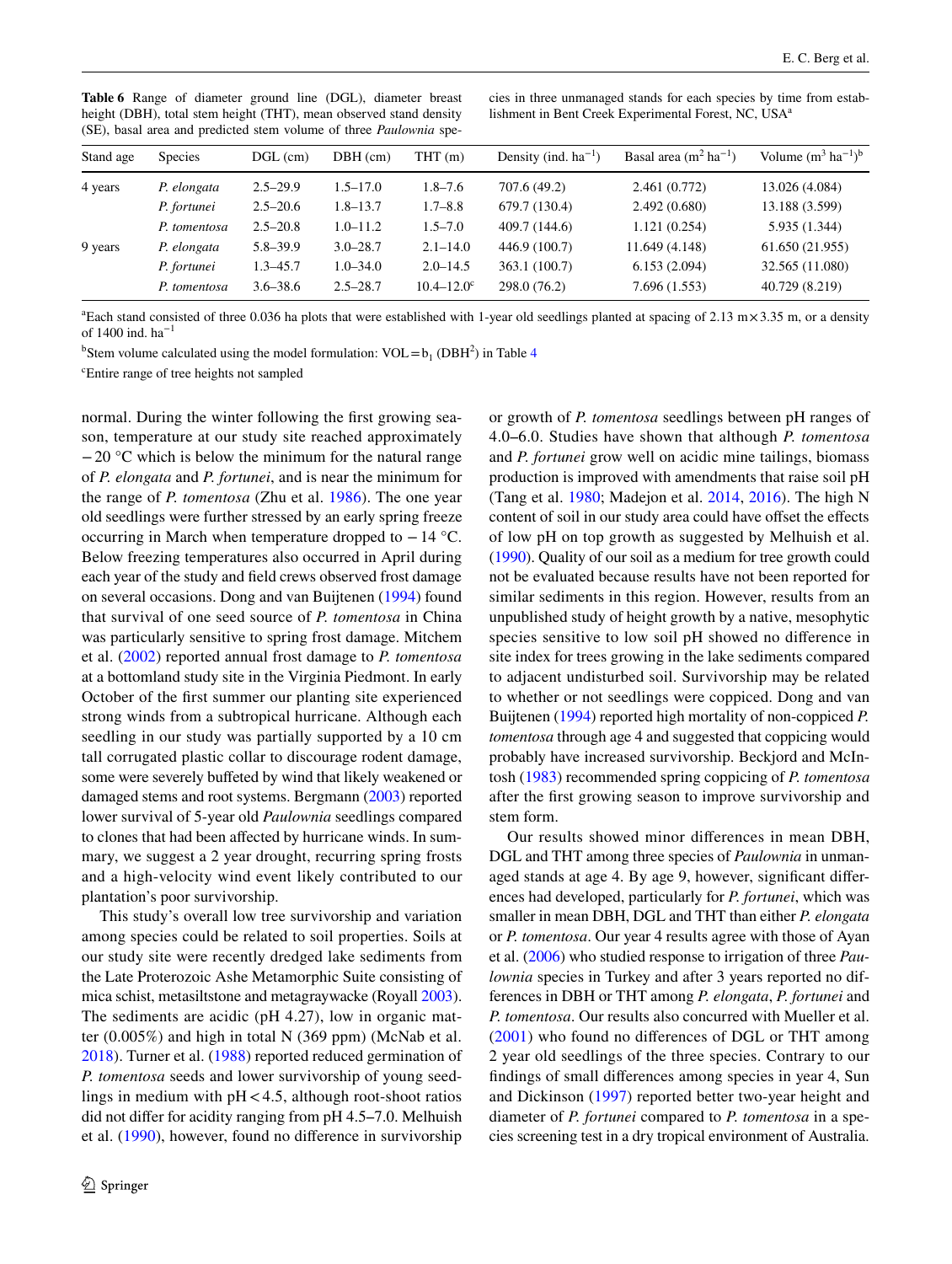**Table 6** Range of diameter ground line (DGL), diameter breast height (DBH), total stem height (THT), mean observed stand density (SE), basal area and predicted stem volume of three *Paulownia* species in three unmanaged stands for each species by time from establishment in Bent Creek Experimental Forest, NC, USA[a]

| Stand age | Species | DGL (cm) | DBH (cm) | THT (m) | Density (ind. $ha^{-1}$) | Basal area ($m^2$ $ha^{-1}$) | Volume ($m^3$ $ha^{-1}$)[b] |
|---|---|---|---|---|---|---|---|
| 4 years | *P. elongata* | 2.5–29.9 | 1.5–17.0 | 1.8–7.6 | 707.6 (49.2) | 2.461 (0.772) | 13.026 (4.084) |
| | *P. fortunei* | 2.5–20.6 | 1.8–13.7 | 1.7–8.8 | 679.7 (130.4) | 2.492 (0.680) | 13.188 (3.599) |
| | *P. tomentosa* | 2.5–20.8 | 1.0–11.2 | 1.5–7.0 | 409.7 (144.6) | 1.121 (0.254) | 5.935 (1.344) |
| 9 years | *P. elongata* | 5.8–39.9 | 3.0–28.7 | 2.1–14.0 | 446.9 (100.7) | 11.649 (4.148) | 61.650 (21.955) |
| | *P. fortunei* | 1.3–45.7 | 1.0–34.0 | 2.0–14.5 | 363.1 (100.7) | 6.153 (2.094) | 32.565 (11.080) |
| | *P. tomentosa* | 3.6–38.6 | 2.5–28.7 | 10.4–12.0[c] | 298.0 (76.2) | 7.696 (1.553) | 40.729 (8.219) |

[a]Each stand consisted of three 0.036 ha plots that were established with 1-year old seedlings planted at spacing of 2.13 m × 3.35 m, or a density of 1400 ind. $ha^{-1}$

[b]Stem volume calculated using the model formulation: $VOL = b_1 (DBH^2)$ in Table 4

[c]Entire range of tree heights not sampled

normal. During the winter following the first growing season, temperature at our study site reached approximately −20 °C which is below the minimum for the natural range of *P. elongata* and *P. fortunei*, and is near the minimum for the range of *P. tomentosa* (Zhu et al. 1986). The one year old seedlings were further stressed by an early spring freeze occurring in March when temperature dropped to −14 °C. Below freezing temperatures also occurred in April during each year of the study and field crews observed frost damage on several occasions. Dong and van Buijtenen (1994) found that survival of one seed source of *P. tomentosa* in China was particularly sensitive to spring frost damage. Mitchem et al. (2002) reported annual frost damage to *P. tomentosa* at a bottomland study site in the Virginia Piedmont. In early October of the first summer our planting site experienced strong winds from a subtropical hurricane. Although each seedling in our study was partially supported by a 10 cm tall corrugated plastic collar to discourage rodent damage, some were severely buffeted by wind that likely weakened or damaged stems and root systems. Bergmann (2003) reported lower survival of 5-year old *Paulownia* seedlings compared to clones that had been affected by hurricane winds. In summary, we suggest a 2 year drought, recurring spring frosts and a high-velocity wind event likely contributed to our plantation's poor survivorship.

This study's overall low tree survivorship and variation among species could be related to soil properties. Soils at our study site were recently dredged lake sediments from the Late Proterozoic Ashe Metamorphic Suite consisting of mica schist, metasiltstone and metagraywacke (Royall 2003). The sediments are acidic (pH 4.27), low in organic matter (0.005%) and high in total N (369 ppm) (McNab et al. 2018). Turner et al. (1988) reported reduced germination of *P. tomentosa* seeds and lower survivorship of young seedlings in medium with pH < 4.5, although root-shoot ratios did not differ for acidity ranging from pH 4.5–7.0. Melhuish et al. (1990), however, found no difference in survivorship or growth of *P. tomentosa* seedlings between pH ranges of 4.0–6.0. Studies have shown that although *P. tomentosa* and *P. fortunei* grow well on acidic mine tailings, biomass production is improved with amendments that raise soil pH (Tang et al. 1980; Madejon et al. 2014, 2016). The high N content of soil in our study area could have offset the effects of low pH on top growth as suggested by Melhuish et al. (1990). Quality of our soil as a medium for tree growth could not be evaluated because results have not been reported for similar sediments in this region. However, results from an unpublished study of height growth by a native, mesophytic species sensitive to low soil pH showed no difference in site index for trees growing in the lake sediments compared to adjacent undisturbed soil. Survivorship may be related to whether or not seedlings were coppiced. Dong and van Buijtenen (1994) reported high mortality of non-coppiced *P. tomentosa* through age 4 and suggested that coppicing would probably have increased survivorship. Beckjord and McIntosh (1983) recommended spring coppicing of *P. tomentosa* after the first growing season to improve survivorship and stem form.

Our results showed minor differences in mean DBH, DGL and THT among three species of *Paulownia* in unmanaged stands at age 4. By age 9, however, significant differences had developed, particularly for *P. fortunei*, which was smaller in mean DBH, DGL and THT than either *P. elongata* or *P. tomentosa*. Our year 4 results agree with those of Ayan et al. (2006) who studied response to irrigation of three *Paulownia* species in Turkey and after 3 years reported no differences in DBH or THT among *P. elongata*, *P. fortunei* and *P. tomentosa*. Our results also concurred with Mueller et al. (2001) who found no differences of DGL or THT among 2 year old seedlings of the three species. Contrary to our findings of small differences among species in year 4, Sun and Dickinson (1997) reported better two-year height and diameter of *P. fortunei* compared to *P. tomentosa* in a species screening test in a dry tropical environment of Australia.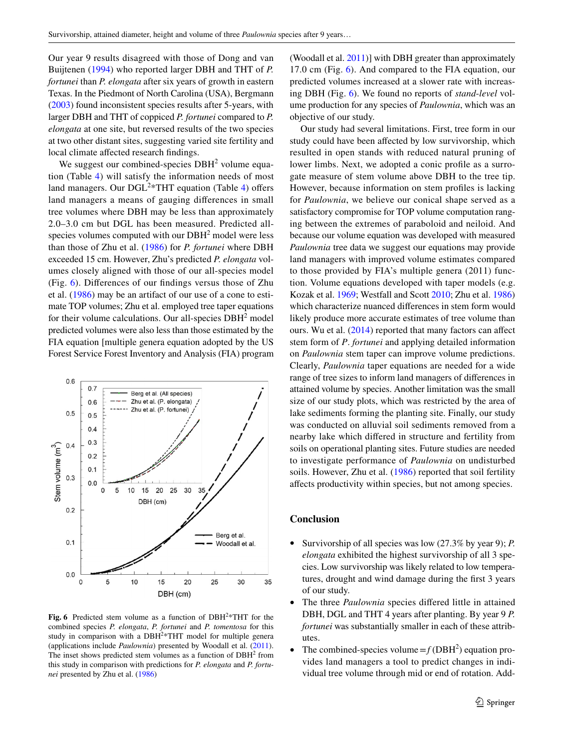Our year 9 results disagreed with those of Dong and van Buijtenen (1994) who reported larger DBH and THT of *P. fortunei* than *P. elongata* after six years of growth in eastern Texas. In the Piedmont of North Carolina (USA), Bergmann (2003) found inconsistent species results after 5-years, with larger DBH and THT of coppiced *P. fortunei* compared to *P. elongata* at one site, but reversed results of the two species at two other distant sites, suggesting varied site fertility and local climate affected research findings.

We suggest our combined-species $DBH^2$ volume equation (Table 4) will satisfy the information needs of most land managers. Our $DGL^2*THT$ equation (Table 4) offers land managers a means of gauging differences in small tree volumes where DBH may be less than approximately 2.0–3.0 cm but DGL has been measured. Predicted all-species volumes computed with our $DBH^2$ model were less than those of Zhu et al. (1986) for *P. fortunei* where DBH exceeded 15 cm. However, Zhu's predicted *P. elongata* volumes closely aligned with those of our all-species model (Fig. 6). Differences of our findings versus those of Zhu et al. (1986) may be an artifact of our use of a cone to estimate TOP volumes; Zhu et al. employed tree taper equations for their volume calculations. Our all-species $DBH^2$ model predicted volumes were also less than those estimated by the FIA equation [multiple genera equation adopted by the US Forest Service Forest Inventory and Analysis (FIA) program (Woodall et al. 2011)] with DBH greater than approximately 17.0 cm (Fig. 6). And compared to the FIA equation, our predicted volumes increased at a slower rate with increasing DBH (Fig. 6). We found no reports of *stand-level* volume production for any species of *Paulownia*, which was an objective of our study.

Fig. 6 Predicted stem volume as a function of $DBH^2*THT$ for the combined species *P. elongata*, *P. fortunei* and *P. tomentosa* for this study in comparison with a $DBH^2*THT$ model for multiple genera (applications include *Paulownia*) presented by Woodall et al. (2011). The inset shows predicted stem volumes as a function of $DBH^2$ from this study in comparison with predictions for *P. elongata* and *P. fortunei* presented by Zhu et al. (1986)

Our study had several limitations. First, tree form in our study could have been affected by low survivorship, which resulted in open stands with reduced natural pruning of lower limbs. Next, we adopted a conic profile as a surrogate measure of stem volume above DBH to the tree tip. However, because information on stem profiles is lacking for *Paulownia*, we believe our conical shape served as a satisfactory compromise for TOP volume computation ranging between the extremes of paraboloid and neiloid. And because our volume equation was developed with measured *Paulownia* tree data we suggest our equations may provide land managers with improved volume estimates compared to those provided by FIA's multiple genera (2011) function. Volume equations developed with taper models (e.g. Kozak et al. 1969; Westfall and Scott 2010; Zhu et al. 1986) which characterize nuanced differences in stem form would likely produce more accurate estimates of tree volume than ours. Wu et al. (2014) reported that many factors can affect stem form of *P. fortunei* and applying detailed information on *Paulownia* stem taper can improve volume predictions. Clearly, *Paulownia* taper equations are needed for a wide range of tree sizes to inform land managers of differences in attained volume by species. Another limitation was the small size of our study plots, which was restricted by the area of lake sediments forming the planting site. Finally, our study was conducted on alluvial soil sediments removed from a nearby lake which differed in structure and fertility from soils on operational planting sites. Future studies are needed to investigate performance of *Paulownia* on undisturbed soils. However, Zhu et al. (1986) reported that soil fertility affects productivity within species, but not among species.

## Conclusion

- Survivorship of all species was low (27.3% by year 9); *P. elongata* exhibited the highest survivorship of all 3 species. Low survivorship was likely related to low temperatures, drought and wind damage during the first 3 years of our study.
- The three *Paulownia* species differed little in attained DBH, DGL and THT 4 years after planting. By year 9 *P. fortunei* was substantially smaller in each of these attributes.
- The combined-species volume $= f(DBH^2)$ equation provides land managers a tool to predict changes in individual tree volume through mid or end of rotation. Add-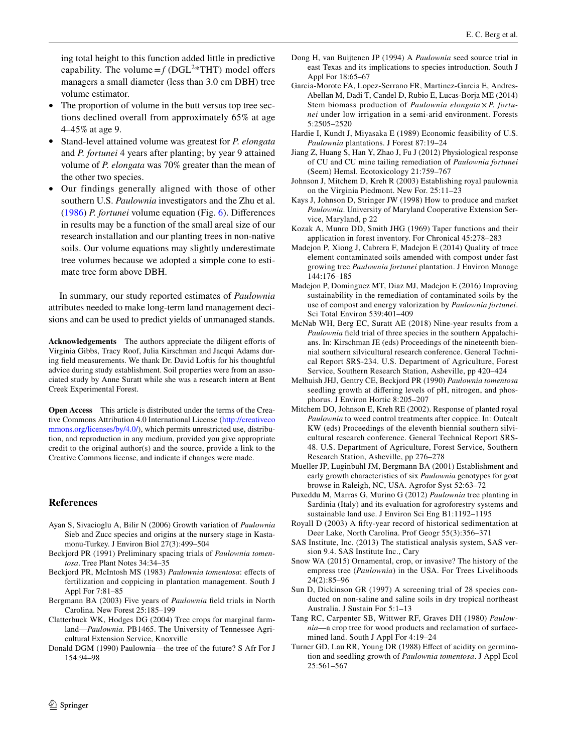ing total height to this function added little in predictive capability. The volume = $f$ (DGL$^2$*THT) model offers managers a small diameter (less than 3.0 cm DBH) tree volume estimator.

- The proportion of volume in the butt versus top tree sections declined overall from approximately 65% at age 4–45% at age 9.
- Stand-level attained volume was greatest for *P. elongata* and *P. fortunei* 4 years after planting; by year 9 attained volume of *P. elongata* was 70% greater than the mean of the other two species.
- Our findings generally aligned with those of other southern U.S. *Paulownia* investigators and the Zhu et al. (1986) *P. fortunei* volume equation (Fig. 6). Differences in results may be a function of the small areal size of our research installation and our planting trees in non-native soils. Our volume equations may slightly underestimate tree volumes because we adopted a simple cone to estimate tree form above DBH.

In summary, our study reported estimates of *Paulownia* attributes needed to make long-term land management decisions and can be used to predict yields of unmanaged stands.

**Acknowledgements** The authors appreciate the diligent efforts of Virginia Gibbs, Tracy Roof, Julia Kirschman and Jacqui Adams during field measurements. We thank Dr. David Loftis for his thoughtful advice during study establishment. Soil properties were from an associated study by Anne Suratt while she was a research intern at Bent Creek Experimental Forest.

**Open Access** This article is distributed under the terms of the Creative Commons Attribution 4.0 International License (http://creativecommons.org/licenses/by/4.0/), which permits unrestricted use, distribution, and reproduction in any medium, provided you give appropriate credit to the original author(s) and the source, provide a link to the Creative Commons license, and indicate if changes were made.

## References

Ayan S, Sivacioglu A, Bilir N (2006) Growth variation of *Paulownia* Sieb and Zucc species and origins at the nursery stage in Kastamonu-Turkey. J Environ Biol 27(3):499–504

Beckjord PR (1991) Preliminary spacing trials of *Paulownia tomentosa*. Tree Plant Notes 34:34–35

Beckjord PR, McIntosh MS (1983) *Paulownia tomentosa*: effects of fertilization and coppicing in plantation management. South J Appl For 7:81–85

Bergmann BA (2003) Five years of *Paulownia* field trials in North Carolina. New Forest 25:185–199

Clatterbuck WK, Hodges DG (2004) Tree crops for marginal farmland—*Paulownia*. PB1465. The University of Tennessee Agricultural Extension Service, Knoxville

Donald DGM (1990) Paulownia—the tree of the future? S Afr For J 154:94–98

Dong H, van Buijtenen JP (1994) A *Paulownia* seed source trial in east Texas and its implications to species introduction. South J Appl For 18:65–67

Garcia-Morote FA, Lopez-Serrano FR, Martinez-Garcia E, Andres-Abellan M, Dadi T, Candel D, Rubio E, Lucas-Borja ME (2014) Stem biomass production of *Paulownia elongata* × *P. fortunei* under low irrigation in a semi-arid environment. Forests 5:2505–2520

Hardie I, Kundt J, Miyasaka E (1989) Economic feasibility of U.S. *Paulownia* plantations. J Forest 87:19–24

Jiang Z, Huang S, Han Y, Zhao J, Fu J (2012) Physiological response of CU and CU mine tailing remediation of *Paulownia fortunei* (Seem) Hemsl. Ecotoxicology 21:759–767

Johnson J, Mitchem D, Kreh R (2003) Establishing royal paulownia on the Virginia Piedmont. New For. 25:11–23

Kays J, Johnson D, Stringer JW (1998) How to produce and market *Paulownia*. University of Maryland Cooperative Extension Service, Maryland, p 22

Kozak A, Munro DD, Smith JHG (1969) Taper functions and their application in forest inventory. For Chronical 45:278–283

Madejon P, Xiong J, Cabrera F, Madejon E (2014) Quality of trace element contaminated soils amended with compost under fast growing tree *Paulownia fortunei* plantation. J Environ Manage 144:176–185

Madejon P, Dominguez MT, Diaz MJ, Madejon E (2016) Improving sustainability in the remediation of contaminated soils by the use of compost and energy valorization by *Paulownia fortunei*. Sci Total Environ 539:401–409

McNab WH, Berg EC, Suratt AE (2018) Nine-year results from a *Paulownia* field trial of three species in the southern Appalachians. In: Kirschman JE (eds) Proceedings of the nineteenth biennial southern silvicultural research conference. General Technical Report SRS-234. U.S. Department of Agriculture, Forest Service, Southern Research Station, Asheville, pp 420–424

Melhuish JHJ, Gentry CE, Beckjord PR (1990) *Paulownia tomentosa* seedling growth at differing levels of pH, nitrogen, and phosphorus. J Environ Hortic 8:205–207

Mitchem DO, Johnson E, Kreh RE (2002). Response of planted royal *Paulownia* to weed control treatments after coppice. In: Outcalt KW (eds) Proceedings of the eleventh biennial southern silvicultural research conference. General Technical Report SRS-48. U.S. Department of Agriculture, Forest Service, Southern Research Station, Asheville, pp 276–278

Mueller JP, Luginbuhl JM, Bergmann BA (2001) Establishment and early growth characteristics of six *Paulownia* genotypes for goat browse in Raleigh, NC, USA. Agrofor Syst 52:63–72

Puxeddu M, Marras G, Murino G (2012) *Paulownia* tree planting in Sardinia (Italy) and its evaluation for agroforestry systems and sustainable land use. J Environ Sci Eng B1:1192–1195

Royall D (2003) A fifty-year record of historical sedimentation at Deer Lake, North Carolina. Prof Geogr 55(3):356–371

SAS Institute, Inc. (2013) The statistical analysis system, SAS version 9.4. SAS Institute Inc., Cary

Snow WA (2015) Ornamental, crop, or invasive? The history of the empress tree (*Paulownia*) in the USA. For Trees Livelihoods 24(2):85–96

Sun D, Dickinson GR (1997) A screening trial of 28 species conducted on non-saline and saline soils in dry tropical northeast Australia. J Sustain For 5:1–13

Tang RC, Carpenter SB, Wittwer RF, Graves DH (1980) *Paulownia*—a crop tree for wood products and reclamation of surface-mined land. South J Appl For 4:19–24

Turner GD, Lau RR, Young DR (1988) Effect of acidity on germination and seedling growth of *Paulownia tomentosa*. J Appl Ecol 25:561–567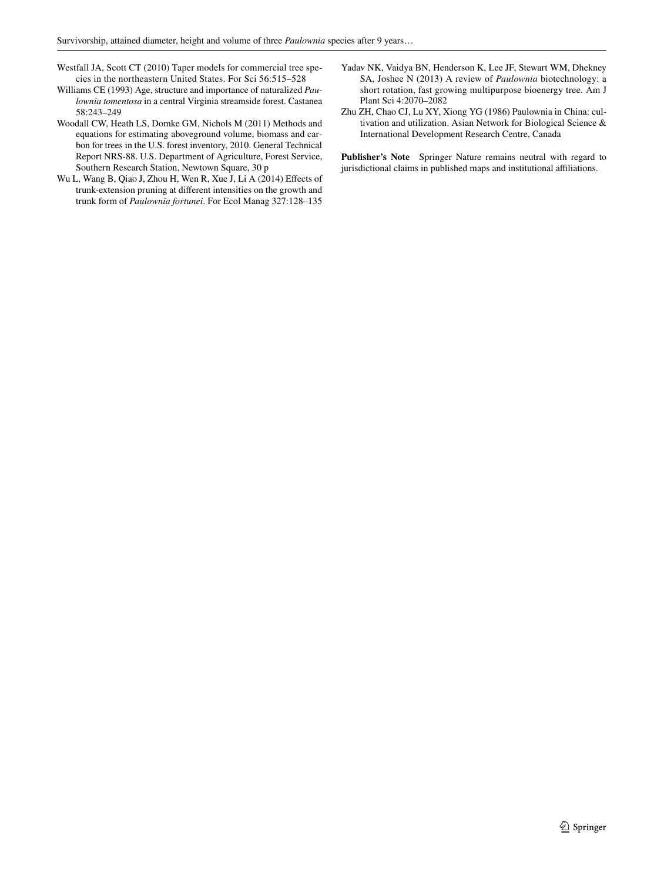Westfall JA, Scott CT (2010) Taper models for commercial tree species in the northeastern United States. For Sci 56:515–528

Williams CE (1993) Age, structure and importance of naturalized *Paulownia tomentosa* in a central Virginia streamside forest. Castanea 58:243–249

Woodall CW, Heath LS, Domke GM, Nichols M (2011) Methods and equations for estimating aboveground volume, biomass and carbon for trees in the U.S. forest inventory, 2010. General Technical Report NRS-88. U.S. Department of Agriculture, Forest Service, Southern Research Station, Newtown Square, 30 p

Wu L, Wang B, Qiao J, Zhou H, Wen R, Xue J, Li A (2014) Effects of trunk-extension pruning at different intensities on the growth and trunk form of *Paulownia fortunei*. For Ecol Manag 327:128–135

Yadav NK, Vaidya BN, Henderson K, Lee JF, Stewart WM, Dhekney SA, Joshee N (2013) A review of *Paulownia* biotechnology: a short rotation, fast growing multipurpose bioenergy tree. Am J Plant Sci 4:2070–2082

Zhu ZH, Chao CJ, Lu XY, Xiong YG (1986) Paulownia in China: cultivation and utilization. Asian Network for Biological Science & International Development Research Centre, Canada

**Publisher's Note** Springer Nature remains neutral with regard to jurisdictional claims in published maps and institutional affiliations.